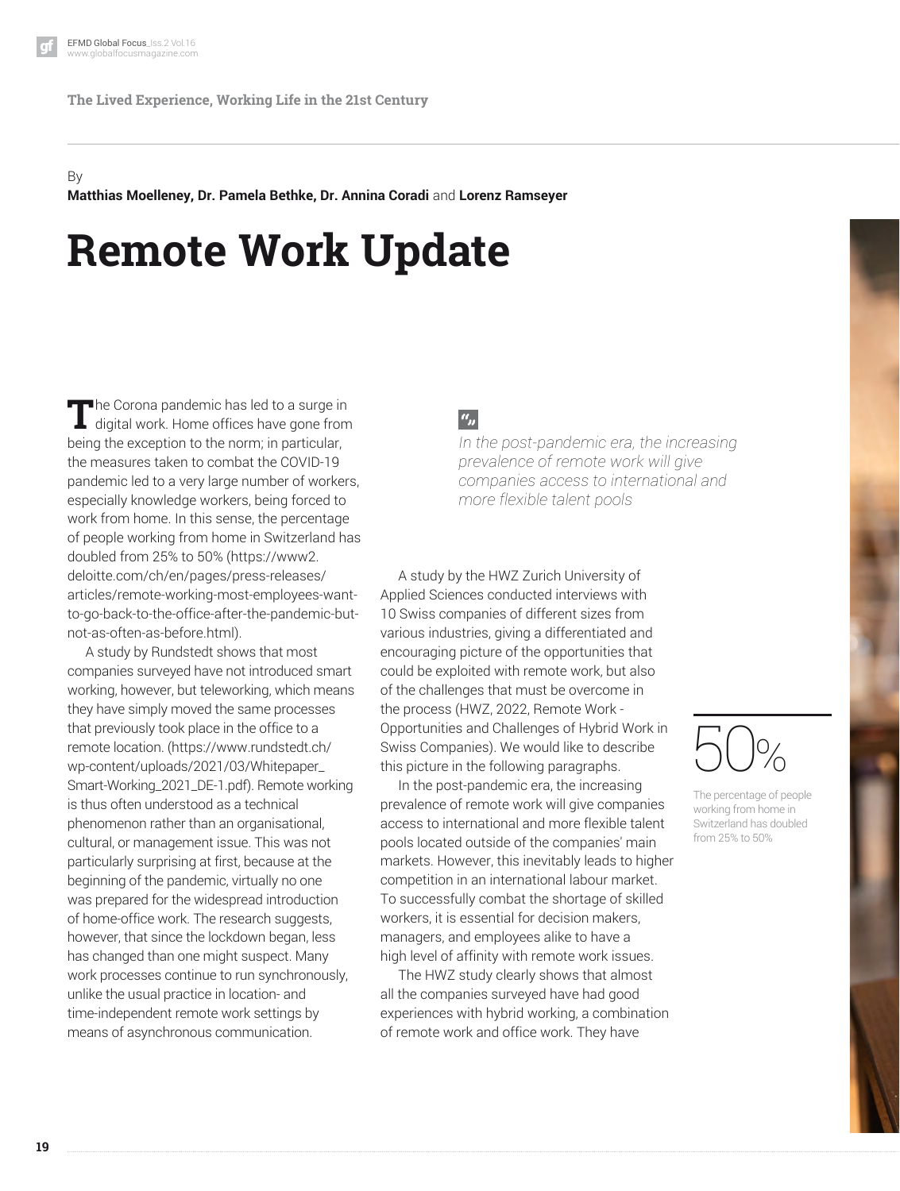The Lived Experience, Working Life in the 21st Century

By

**Matthias Moelleney, Dr. Pamela Bethke, Dr. Annina Coradi** and **Lorenz Ramseyer**

# Remote Work Update

The Corona pandemic has led to a surge in digital work. Home offices have gone from being the exception to the norm; in particular, the measures taken to combat the COVID-19 pandemic led to a very large number of workers, especially knowledge workers, being forced to work from home. In this sense, the percentage of people working from home in Switzerland has doubled from 25% to 50% (https://www2.deloitte.com/ch/en/pages/press-releases/articles/remote-working-most-employees-want-to-go-back-to-the-office-after-the-pandemic-but-not-as-often-as-before.html).

A study by Rundstedt shows that most companies surveyed have not introduced smart working, however, but teleworking, which means they have simply moved the same processes that previously took place in the office to a remote location. (https://www.rundstedt.ch/wp-content/uploads/2021/03/Whitepaper_Smart-Working_2021_DE-1.pdf). Remote working is thus often understood as a technical phenomenon rather than an organisational, cultural, or management issue. This was not particularly surprising at first, because at the beginning of the pandemic, virtually no one was prepared for the widespread introduction of home-office work. The research suggests, however, that since the lockdown began, less has changed than one might suspect. Many work processes continue to run synchronously, unlike the usual practice in location- and time-independent remote work settings by means of asynchronous communication.

> *In the post-pandemic era, the increasing prevalence of remote work will give companies access to international and more flexible talent pools*

A study by the HWZ Zurich University of Applied Sciences conducted interviews with 10 Swiss companies of different sizes from various industries, giving a differentiated and encouraging picture of the opportunities that could be exploited with remote work, but also of the challenges that must be overcome in the process (HWZ, 2022, Remote Work - Opportunities and Challenges of Hybrid Work in Swiss Companies). We would like to describe this picture in the following paragraphs.

In the post-pandemic era, the increasing prevalence of remote work will give companies access to international and more flexible talent pools located outside of the companies' main markets. However, this inevitably leads to higher competition in an international labour market. To successfully combat the shortage of skilled workers, it is essential for decision makers, managers, and employees alike to have a high level of affinity with remote work issues.

The HWZ study clearly shows that almost all the companies surveyed have had good experiences with hybrid working, a combination of remote work and office work. They have

**50%**

The percentage of people working from home in Switzerland has doubled from 25% to 50%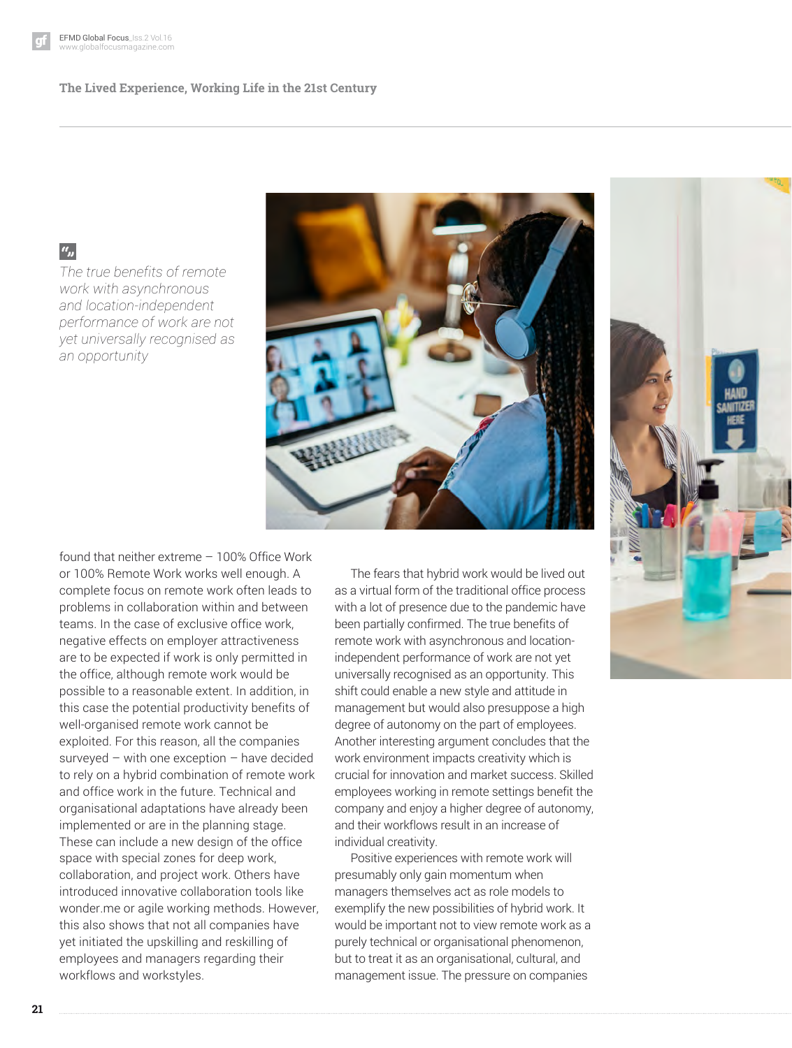> *The true benefits of remote work with asynchronous and location-independent performance of work are not yet universally recognised as an opportunity*

found that neither extreme – 100% Office Work or 100% Remote Work works well enough. A complete focus on remote work often leads to problems in collaboration within and between teams. In the case of exclusive office work, negative effects on employer attractiveness are to be expected if work is only permitted in the office, although remote work would be possible to a reasonable extent. In addition, in this case the potential productivity benefits of well-organised remote work cannot be exploited. For this reason, all the companies surveyed – with one exception – have decided to rely on a hybrid combination of remote work and office work in the future. Technical and organisational adaptations have already been implemented or are in the planning stage. These can include a new design of the office space with special zones for deep work, collaboration, and project work. Others have introduced innovative collaboration tools like wonder.me or agile working methods. However, this also shows that not all companies have yet initiated the upskilling and reskilling of employees and managers regarding their workflows and workstyles.

The fears that hybrid work would be lived out as a virtual form of the traditional office process with a lot of presence due to the pandemic have been partially confirmed. The true benefits of remote work with asynchronous and location-independent performance of work are not yet universally recognised as an opportunity. This shift could enable a new style and attitude in management but would also presuppose a high degree of autonomy on the part of employees. Another interesting argument concludes that the work environment impacts creativity which is crucial for innovation and market success. Skilled employees working in remote settings benefit the company and enjoy a higher degree of autonomy, and their workflows result in an increase of individual creativity.

Positive experiences with remote work will presumably only gain momentum when managers themselves act as role models to exemplify the new possibilities of hybrid work. It would be important not to view remote work as a purely technical or organisational phenomenon, but to treat it as an organisational, cultural, and management issue. The pressure on companies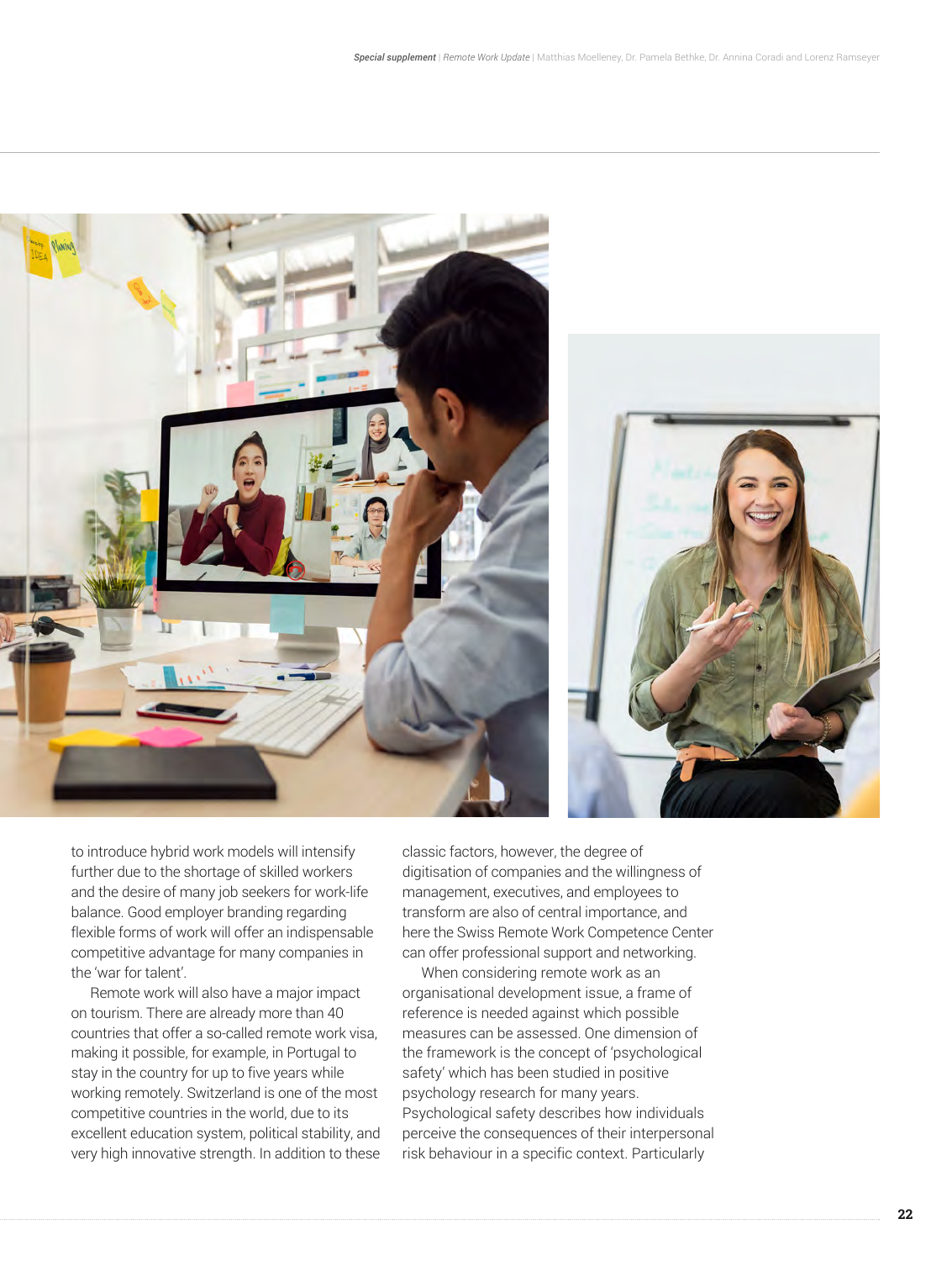to introduce hybrid work models will intensify further due to the shortage of skilled workers and the desire of many job seekers for work-life balance. Good employer branding regarding flexible forms of work will offer an indispensable competitive advantage for many companies in the 'war for talent'.

Remote work will also have a major impact on tourism. There are already more than 40 countries that offer a so-called remote work visa, making it possible, for example, in Portugal to stay in the country for up to five years while working remotely. Switzerland is one of the most competitive countries in the world, due to its excellent education system, political stability, and very high innovative strength. In addition to these classic factors, however, the degree of digitisation of companies and the willingness of management, executives, and employees to transform are also of central importance, and here the Swiss Remote Work Competence Center can offer professional support and networking.

When considering remote work as an organisational development issue, a frame of reference is needed against which possible measures can be assessed. One dimension of the framework is the concept of 'psychological safety' which has been studied in positive psychology research for many years. Psychological safety describes how individuals perceive the consequences of their interpersonal risk behaviour in a specific context. Particularly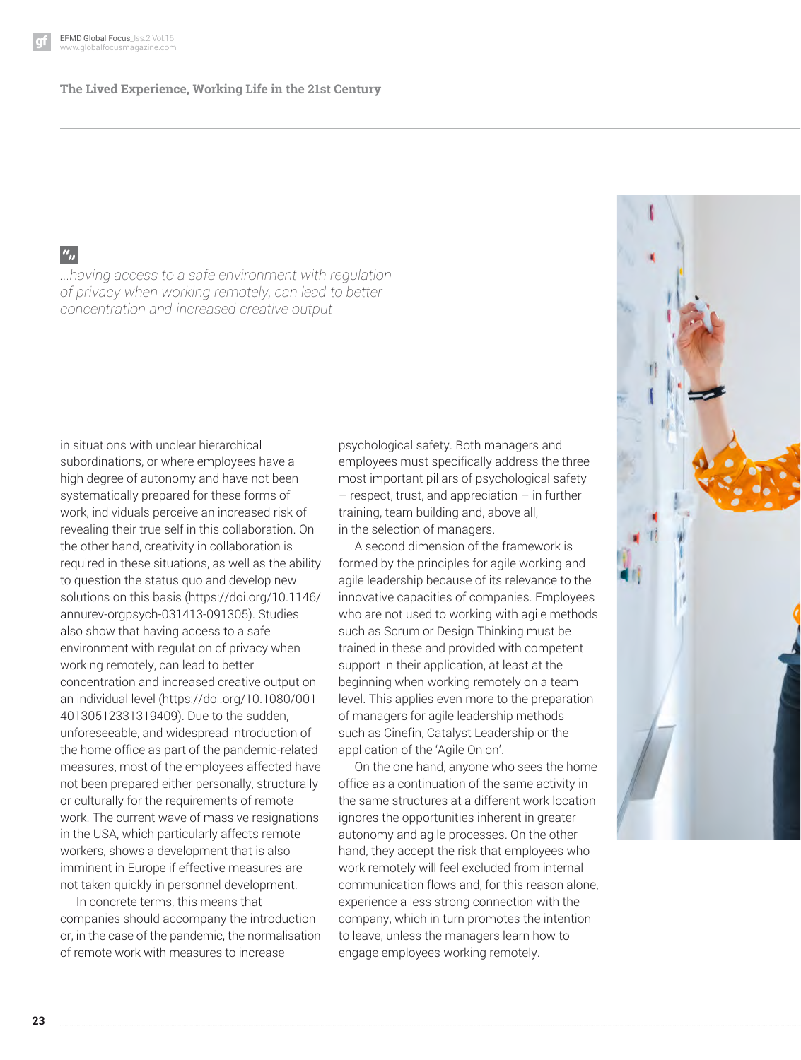> *...having access to a safe environment with regulation of privacy when working remotely, can lead to better concentration and increased creative output*

in situations with unclear hierarchical subordinations, or where employees have a high degree of autonomy and have not been systematically prepared for these forms of work, individuals perceive an increased risk of revealing their true self in this collaboration. On the other hand, creativity in collaboration is required in these situations, as well as the ability to question the status quo and develop new solutions on this basis (https://doi.org/10.1146/annurev-orgpsych-031413-091305). Studies also show that having access to a safe environment with regulation of privacy when working remotely, can lead to better concentration and increased creative output on an individual level (https://doi.org/10.1080/00140130512331319409). Due to the sudden, unforeseeable, and widespread introduction of the home office as part of the pandemic-related measures, most of the employees affected have not been prepared either personally, structurally or culturally for the requirements of remote work. The current wave of massive resignations in the USA, which particularly affects remote workers, shows a development that is also imminent in Europe if effective measures are not taken quickly in personnel development.

In concrete terms, this means that companies should accompany the introduction or, in the case of the pandemic, the normalisation of remote work with measures to increase psychological safety. Both managers and employees must specifically address the three most important pillars of psychological safety – respect, trust, and appreciation – in further training, team building and, above all, in the selection of managers.

A second dimension of the framework is formed by the principles for agile working and agile leadership because of its relevance to the innovative capacities of companies. Employees who are not used to working with agile methods such as Scrum or Design Thinking must be trained in these and provided with competent support in their application, at least at the beginning when working remotely on a team level. This applies even more to the preparation of managers for agile leadership methods such as Cinefin, Catalyst Leadership or the application of the 'Agile Onion'.

On the one hand, anyone who sees the home office as a continuation of the same activity in the same structures at a different work location ignores the opportunities inherent in greater autonomy and agile processes. On the other hand, they accept the risk that employees who work remotely will feel excluded from internal communication flows and, for this reason alone, experience a less strong connection with the company, which in turn promotes the intention to leave, unless the managers learn how to engage employees working remotely.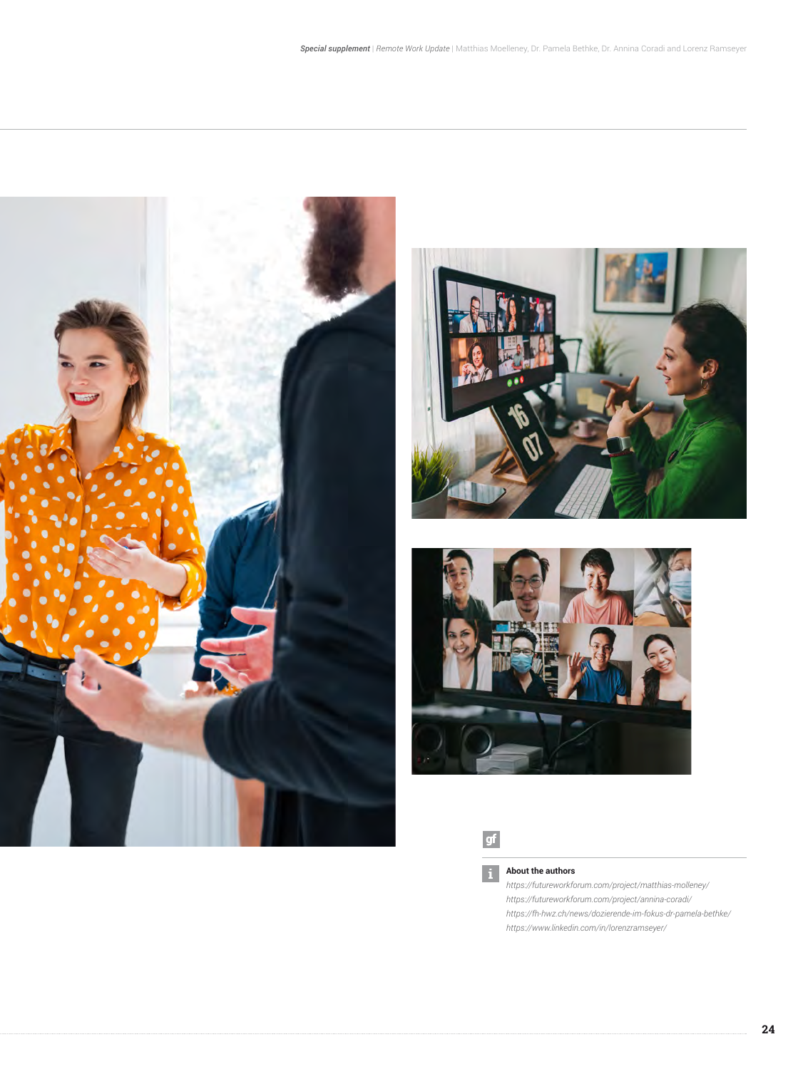**About the authors**

*https://futureworkforum.com/project/matthias-molleney/*
*https://futureworkforum.com/project/annina-coradi/*
*https://fh-hwz.ch/news/dozierende-im-fokus-dr-pamela-bethke/*
*https://www.linkedin.com/in/lorenzramseyer/*